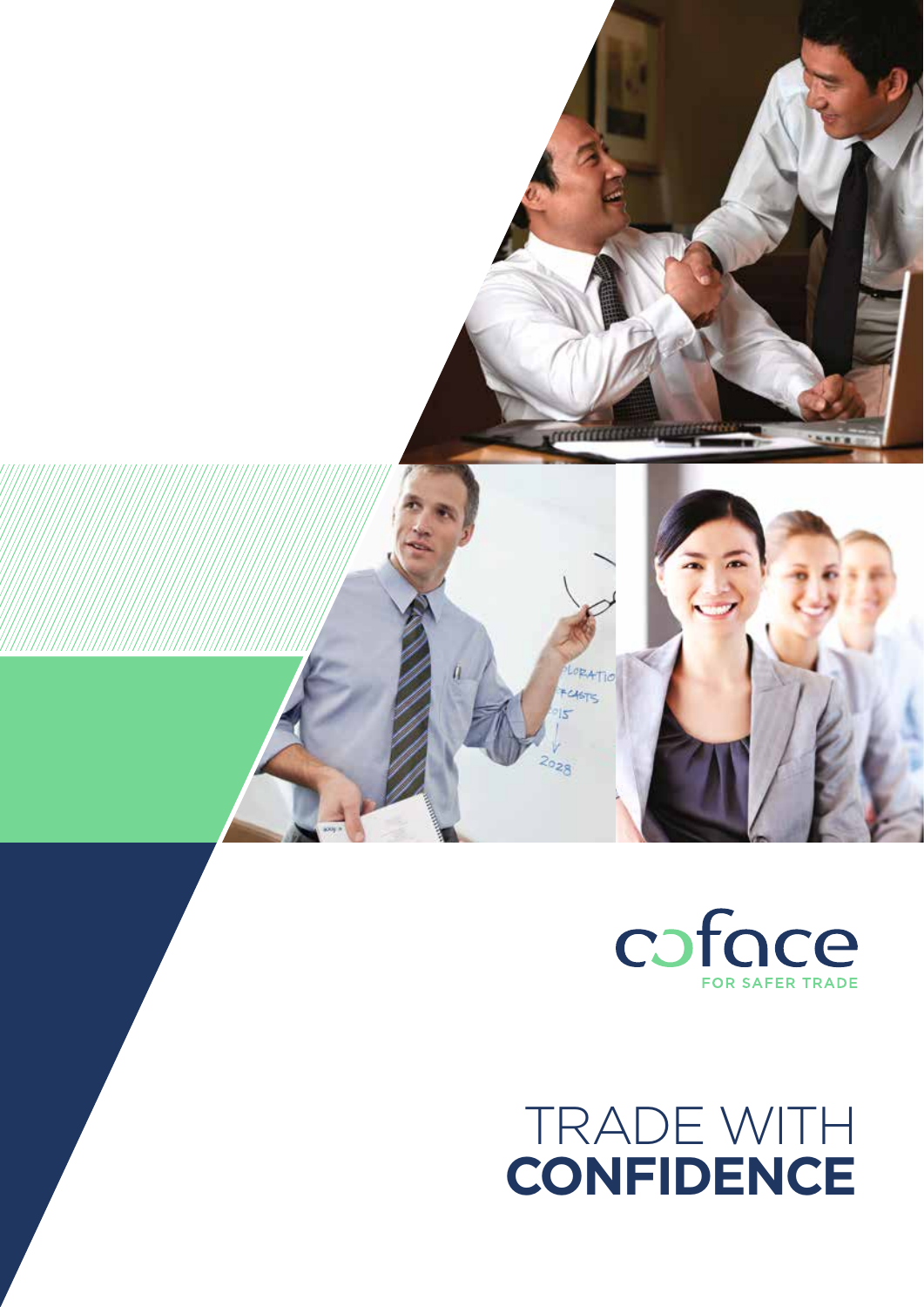coface

FOR SAFER TRADE

# TRADE WITH **CONFIDENCE**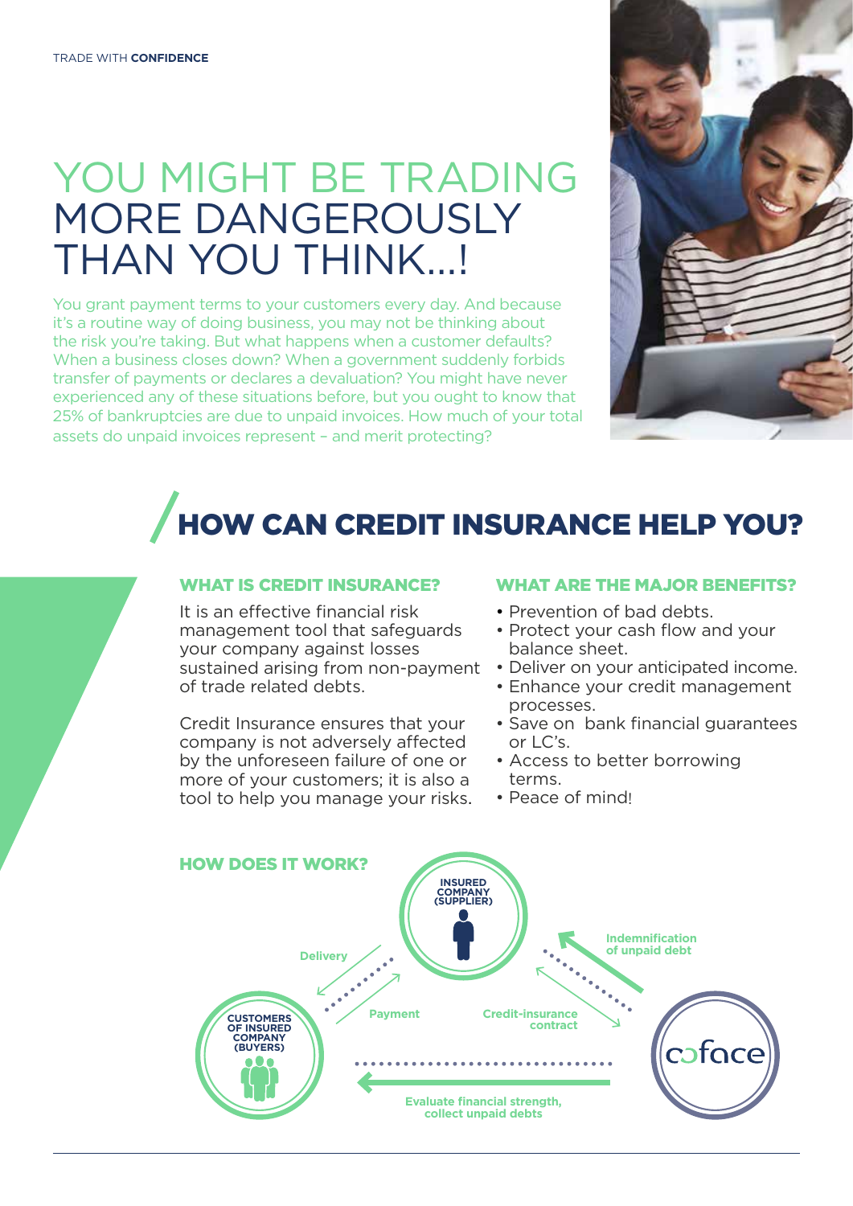TRADE WITH **CONFIDENCE**

# YOU MIGHT BE TRADING MORE DANGEROUSLY THAN YOU THINK...!

You grant payment terms to your customers every day. And because it's a routine way of doing business, you may not be thinking about the risk you're taking. But what happens when a customer defaults? When a business closes down? When a government suddenly forbids transfer of payments or declares a devaluation? You might have never experienced any of these situations before, but you ought to know that 25% of bankruptcies are due to unpaid invoices. How much of your total assets do unpaid invoices represent – and merit protecting?

## HOW CAN CREDIT INSURANCE HELP YOU?

### WHAT IS CREDIT INSURANCE?

It is an effective financial risk management tool that safeguards your company against losses sustained arising from non-payment of trade related debts.

Credit Insurance ensures that your company is not adversely affected by the unforeseen failure of one or more of your customers; it is also a tool to help you manage your risks.

### WHAT ARE THE MAJOR BENEFITS?

- Prevention of bad debts.
- Protect your cash flow and your balance sheet.
- Deliver on your anticipated income.
- Enhance your credit management processes.
- Save on bank financial guarantees or LC's.
- Access to better borrowing terms.
- Peace of mind!

### HOW DOES IT WORK?

- **INSURED COMPANY (SUPPLIER)**
- **CUSTOMERS OF INSURED COMPANY (BUYERS)**
- **coface**

- Delivery
- Payment
- Credit-insurance contract
- Indemnification of unpaid debt
- Evaluate financial strength, collect unpaid debts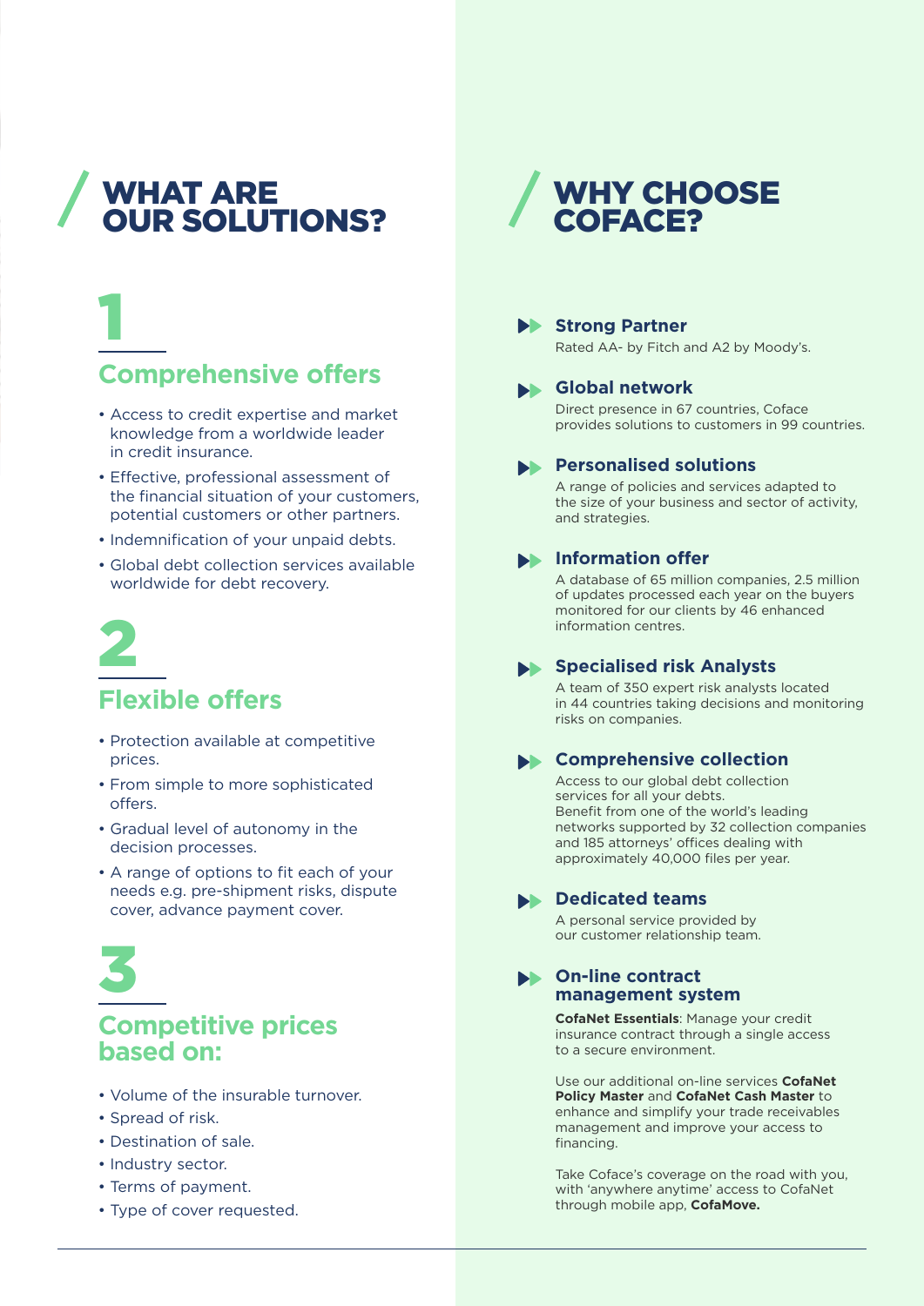# WHAT ARE OUR SOLUTIONS?

## 1

### Comprehensive offers

- Access to credit expertise and market knowledge from a worldwide leader in credit insurance.
- Effective, professional assessment of the financial situation of your customers, potential customers or other partners.
- Indemnification of your unpaid debts.
- Global debt collection services available worldwide for debt recovery.

## 2

### Flexible offers

- Protection available at competitive prices.
- From simple to more sophisticated offers.
- Gradual level of autonomy in the decision processes.
- A range of options to fit each of your needs e.g. pre-shipment risks, dispute cover, advance payment cover.

## 3

### Competitive prices based on:

- Volume of the insurable turnover.
- Spread of risk.
- Destination of sale.
- Industry sector.
- Terms of payment.
- Type of cover requested.

# WHY CHOOSE COFACE?

### Strong Partner

Rated AA- by Fitch and A2 by Moody's.

### Global network

Direct presence in 67 countries, Coface provides solutions to customers in 99 countries.

### Personalised solutions

A range of policies and services adapted to the size of your business and sector of activity, and strategies.

### Information offer

A database of 65 million companies, 2.5 million of updates processed each year on the buyers monitored for our clients by 46 enhanced information centres.

### Specialised risk Analysts

A team of 350 expert risk analysts located in 44 countries taking decisions and monitoring risks on companies.

### Comprehensive collection

Access to our global debt collection services for all your debts.
Benefit from one of the world's leading networks supported by 32 collection companies and 185 attorneys' offices dealing with approximately 40,000 files per year.

### Dedicated teams

A personal service provided by our customer relationship team.

### On-line contract management system

**CofaNet Essentials**: Manage your credit insurance contract through a single access to a secure environment.

Use our additional on-line services **CofaNet Policy Master** and **CofaNet Cash Master** to enhance and simplify your trade receivables management and improve your access to financing.

Take Coface's coverage on the road with you, with 'anywhere anytime' access to CofaNet through mobile app, **CofaMove.**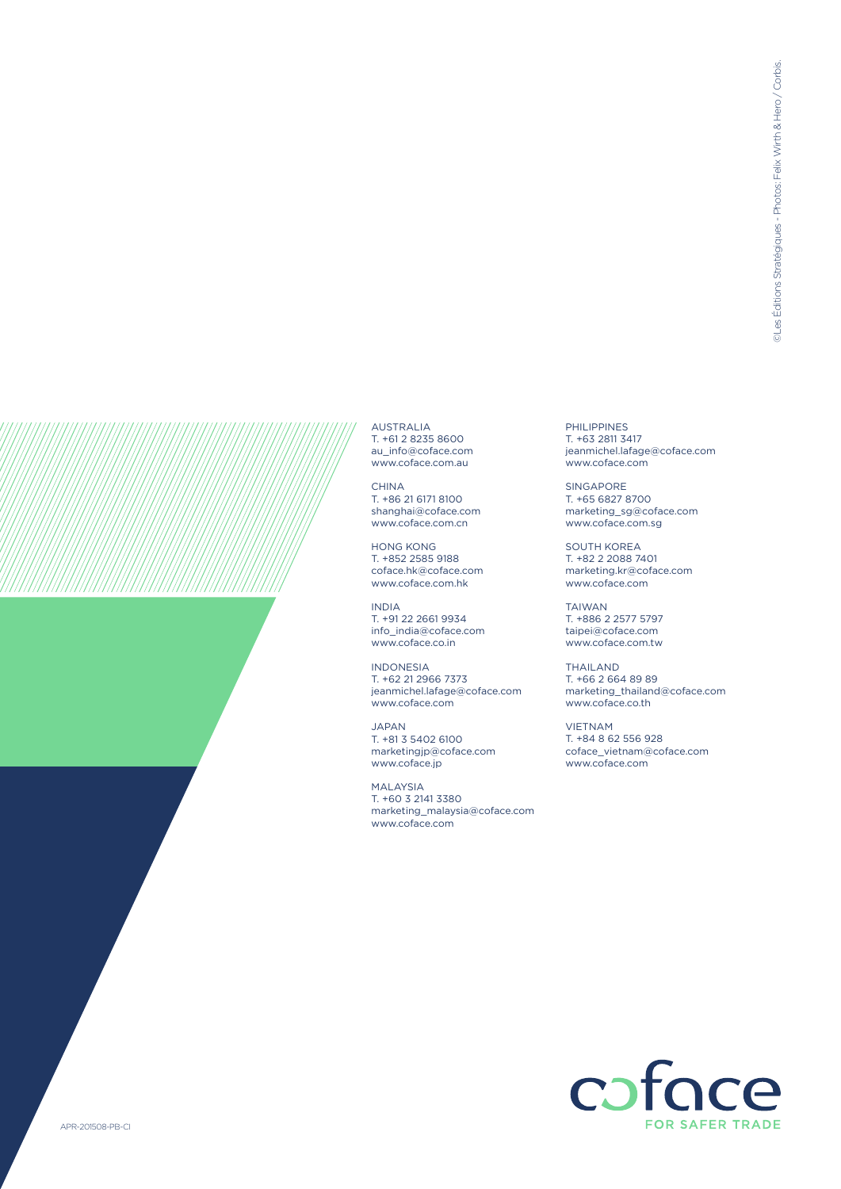AUSTRALIA
T. +61 2 8235 8600
au_info@coface.com
www.coface.com.au

CHINA
T. +86 21 6171 8100
shanghai@coface.com
www.coface.com.cn

HONG KONG
T. +852 2585 9188
coface.hk@coface.com
www.coface.com.hk

INDIA
T. +91 22 2661 9934
info_india@coface.com
www.coface.co.in

INDONESIA
T. +62 21 2966 7373
jeanmichel.lafage@coface.com
www.coface.com

JAPAN
T. +81 3 5402 6100
marketingjp@coface.com
www.coface.jp

MALAYSIA
T. +60 3 2141 3380
marketing_malaysia@coface.com
www.coface.com

PHILIPPINES
T. +63 2811 3417
jeanmichel.lafage@coface.com
www.coface.com

SINGAPORE
T. +65 6827 8700
marketing_sg@coface.com
www.coface.com.sg

SOUTH KOREA
T. +82 2 2088 7401
marketing.kr@coface.com
www.coface.com

TAIWAN
T. +886 2 2577 5797
taipei@coface.com
www.coface.com.tw

THAILAND
T. +66 2 664 89 89
marketing_thailand@coface.com
www.coface.co.th

VIETNAM
T. +84 8 62 556 928
coface_vietnam@coface.com
www.coface.com

©Les Éditions Stratégiques - Photos: Felix Wirth & Hero / Corbis.

coface
FOR SAFER TRADE

APR-201508-PB-CI